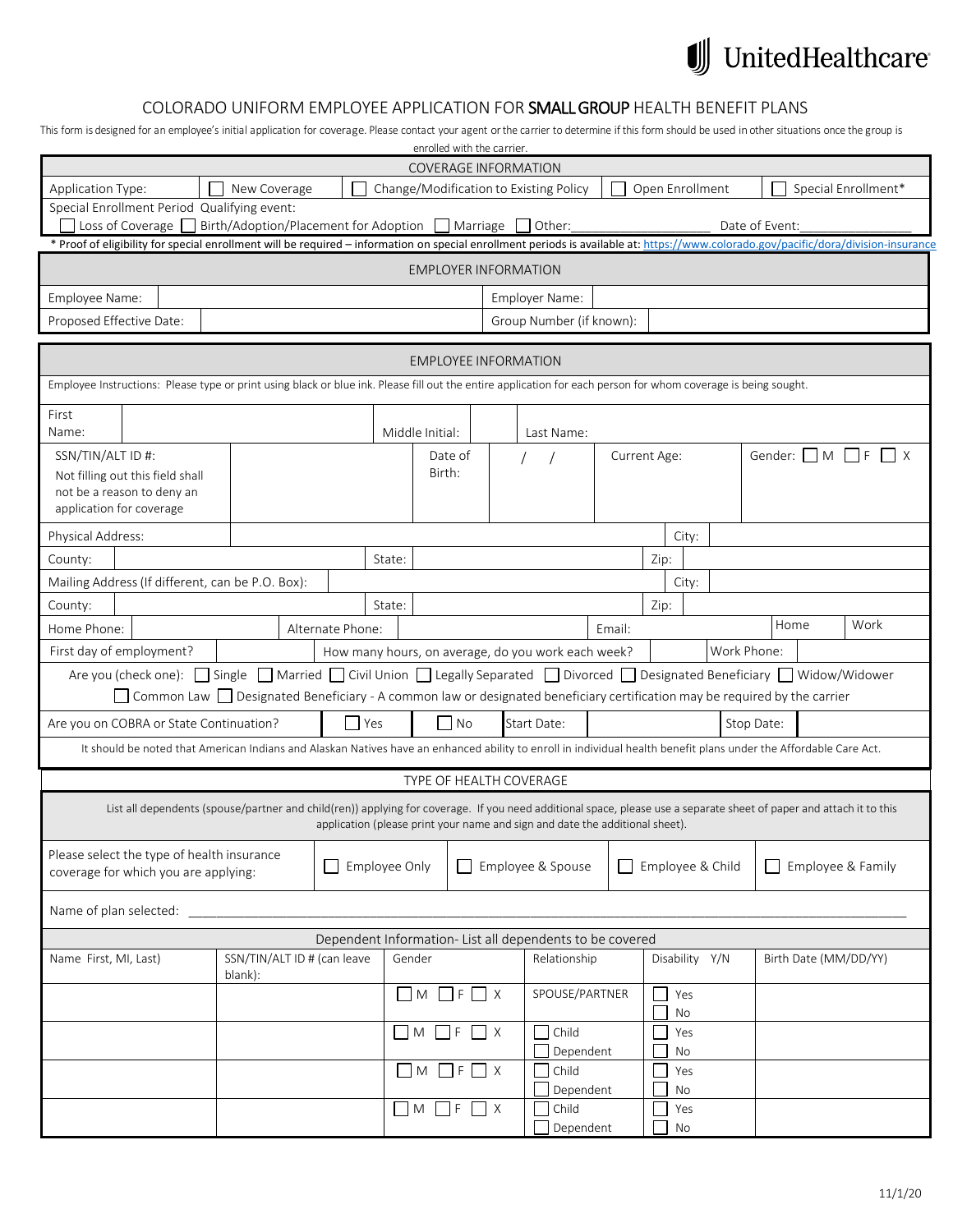UnitedHealthcare

# COLORADO UNIFORM EMPLOYEE APPLICATION FOR **SMALL GROUP** HEALTH BENEFIT PLANS

This form is designed for an employee's initial application for coverage. Please contact your agent or the carrier to determine if this form should be used in other situations once the group is enrolled with the carrier.

## COVERAGE INFORMATION

| Application Type: | ☐ New Coverage | ☐ Change/Modification to Existing Policy | ☐ Open Enrollment | ☐ Special Enrollment* |
|---|---|---|---|---|

Special Enrollment Period Qualifying event:
☐ Loss of Coverage ☐ Birth/Adoption/Placement for Adoption ☐ Marriage ☐ Other:__________________ Date of Event:________________

* Proof of eligibility for special enrollment will be required – information on special enrollment periods is available at: https://www.colorado.gov/pacific/dora/division-insurance

## EMPLOYER INFORMATION

| Employee Name: | | Employer Name: | |
|---|---|---|---|
| Proposed Effective Date: | | Group Number (if known): | |

## EMPLOYEE INFORMATION

Employee Instructions: Please type or print using black or blue ink. Please fill out the entire application for each person for whom coverage is being sought.

| First Name: | | Middle Initial: | | Last Name: | |
|---|---|---|---|---|---|
| SSN/TIN/ALT ID #: Not filling out this field shall not be a reason to deny an application for coverage | | Date of Birth: / / | Current Age: | Gender: ☐ M ☐ F ☐ X | |
| Physical Address: | | | | City: | |
| County: | | State: | | Zip: | |
| Mailing Address (If different, can be P.O. Box): | | | | City: | |
| County: | | State: | | Zip: | |
| Home Phone: | | Alternate Phone: | Email: | Home | Work |
| First day of employment? | | How many hours, on average, do you work each week? | | Work Phone: | |

Are you (check one): ☐ Single ☐ Married ☐ Civil Union ☐ Legally Separated ☐ Divorced ☐ Designated Beneficiary ☐ Widow/Widower
☐ Common Law ☐ Designated Beneficiary - A common law or designated beneficiary certification may be required by the carrier

| Are you on COBRA or State Continuation? | ☐ Yes | ☐ No | Start Date: | | Stop Date: | |
|---|---|---|---|---|---|---|

It should be noted that American Indians and Alaskan Natives have an enhanced ability to enroll in individual health benefit plans under the Affordable Care Act.

## TYPE OF HEALTH COVERAGE

List all dependents (spouse/partner and child(ren)) applying for coverage. If you need additional space, please use a separate sheet of paper and attach it to this application (please print your name and sign and date the additional sheet).

| Please select the type of health insurance coverage for which you are applying: | ☐ Employee Only | ☐ Employee & Spouse | ☐ Employee & Child | ☐ Employee & Family |
|---|---|---|---|---|

Name of plan selected: ____________________________________________________________________________________________

### Dependent Information- List all dependents to be covered

| Name First, MI, Last) | SSN/TIN/ALT ID # (can leave blank): | Gender | Relationship | Disability Y/N | Birth Date (MM/DD/YY) |
|---|---|---|---|---|---|
| | | ☐ M ☐ F ☐ X | SPOUSE/PARTNER | ☐ Yes ☐ No | |
| | | ☐ M ☐ F ☐ X | ☐ Child ☐ Dependent | ☐ Yes ☐ No | |
| | | ☐ M ☐ F ☐ X | ☐ Child ☐ Dependent | ☐ Yes ☐ No | |
| | | ☐ M ☐ F ☐ X | ☐ Child ☐ Dependent | ☐ Yes ☐ No | |

11/1/20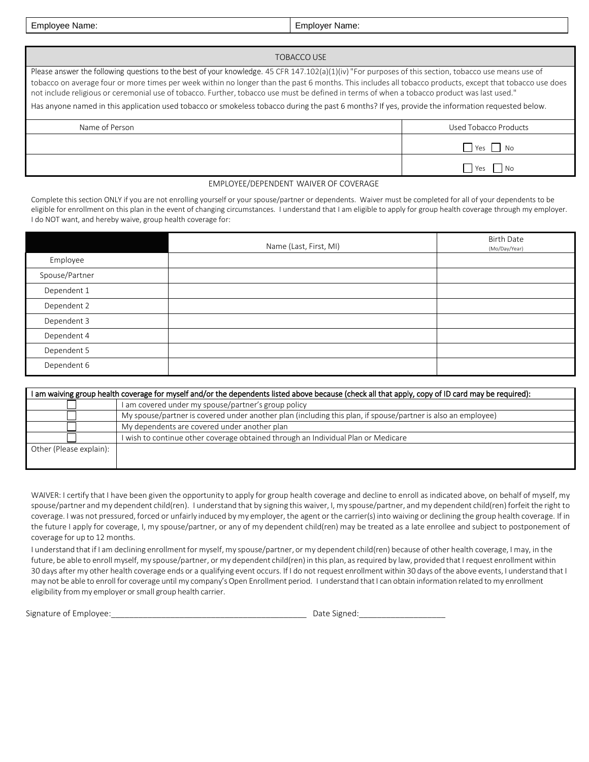| Employee Name: | Employer Name: |
|---|---|

## TOBACCO USE

Please answer the following questions to the best of your knowledge. 45 CFR 147.102(a)(1)(iv) "For purposes of this section, tobacco use means use of tobacco on average four or more times per week within no longer than the past 6 months. This includes all tobacco products, except that tobacco use does not include religious or ceremonial use of tobacco. Further, tobacco use must be defined in terms of when a tobacco product was last used."

Has anyone named in this application used tobacco or smokeless tobacco during the past 6 months? If yes, provide the information requested below.

| Name of Person | Used Tobacco Products |
|---|---|
| | ☐ Yes ☐ No |
| | ☐ Yes ☐ No |

## EMPLOYEE/DEPENDENT WAIVER OF COVERAGE

Complete this section ONLY if you are not enrolling yourself or your spouse/partner or dependents. Waiver must be completed for all of your dependents to be eligible for enrollment on this plan in the event of changing circumstances. I understand that I am eligible to apply for group health coverage through my employer. I do NOT want, and hereby waive, group health coverage for:

| | Name (Last, First, MI) | Birth Date (Mo/Day/Year) |
|---|---|---|
| Employee | | |
| Spouse/Partner | | |
| Dependent 1 | | |
| Dependent 2 | | |
| Dependent 3 | | |
| Dependent 4 | | |
| Dependent 5 | | |
| Dependent 6 | | |

| I am waiving group health coverage for myself and/or the dependents listed above because (check all that apply, copy of ID card may be required): | |
|---|---|
| ☐ | I am covered under my spouse/partner's group policy |
| ☐ | My spouse/partner is covered under another plan (including this plan, if spouse/partner is also an employee) |
| ☐ | My dependents are covered under another plan |
| ☐ | I wish to continue other coverage obtained through an Individual Plan or Medicare |
| Other (Please explain): | |

WAIVER: I certify that I have been given the opportunity to apply for group health coverage and decline to enroll as indicated above, on behalf of myself, my spouse/partner and my dependent child(ren). I understand that by signing this waiver, I, my spouse/partner, and my dependent child(ren) forfeit the right to coverage. I was not pressured, forced or unfairly induced by my employer, the agent or the carrier(s) into waiving or declining the group health coverage. If in the future I apply for coverage, I, my spouse/partner, or any of my dependent child(ren) may be treated as a late enrollee and subject to postponement of coverage for up to 12 months.

I understand that if I am declining enrollment for myself, my spouse/partner, or my dependent child(ren) because of other health coverage, I may, in the future, be able to enroll myself, my spouse/partner, or my dependent child(ren) in this plan, as required by law, provided that I request enrollment within 30 days after my other health coverage ends or a qualifying event occurs. If I do not request enrollment within 30 days of the above events, I understand that I may not be able to enroll for coverage until my company's Open Enrollment period. I understand that I can obtain information related to my enrollment eligibility from my employer or small group health carrier.

Signature of Employee:_____________________________________________ Date Signed:___________________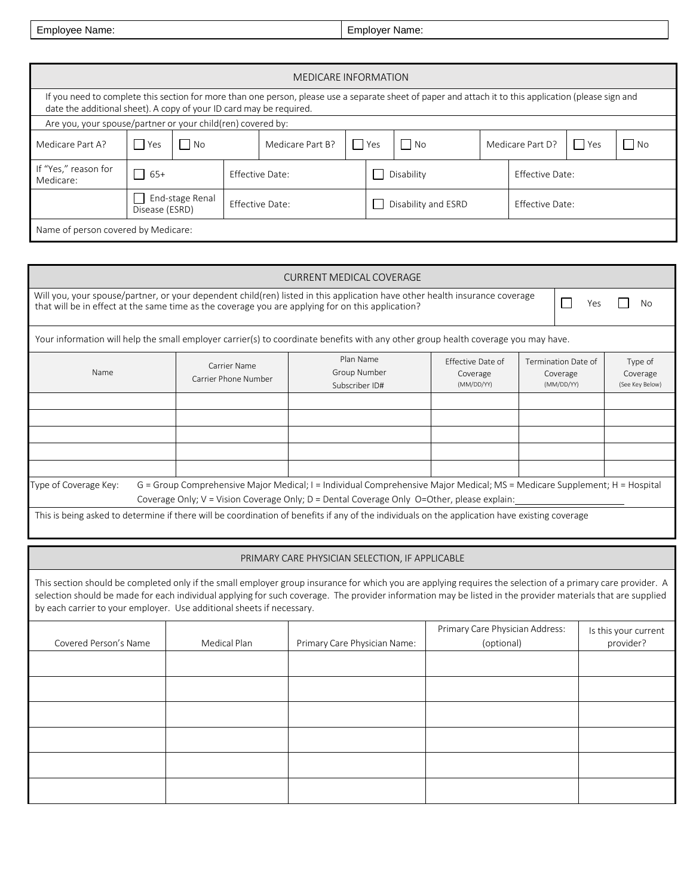| Employee Name: | Employer Name: |
|---|---|

## MEDICARE INFORMATION

If you need to complete this section for more than one person, please use a separate sheet of paper and attach it to this application (please sign and date the additional sheet). A copy of your ID card may be required.

Are you, your spouse/partner or your child(ren) covered by:

| Medicare Part A? | ☐ Yes | ☐ No | Medicare Part B? | ☐ Yes | ☐ No | Medicare Part D? | ☐ Yes | ☐ No |
|---|---|---|---|---|---|---|---|---|
| If "Yes," reason for Medicare: | ☐ 65+ | Effective Date: | | ☐ Disability | | Effective Date: | | |
| | ☐ End-stage Renal Disease (ESRD) | Effective Date: | | ☐ Disability and ESRD | | Effective Date: | | |

Name of person covered by Medicare:

## CURRENT MEDICAL COVERAGE

Will you, your spouse/partner, or your dependent child(ren) listed in this application have other health insurance coverage that will be in effect at the same time as the coverage you are applying for on this application? ☐ Yes ☐ No

Your information will help the small employer carrier(s) to coordinate benefits with any other group health coverage you may have.

| Name | Carrier Name<br>Carrier Phone Number | Plan Name<br>Group Number<br>Subscriber ID# | Effective Date of Coverage (MM/DD/YY) | Termination Date of Coverage (MM/DD/YY) | Type of Coverage (See Key Below) |
|---|---|---|---|---|---|
| | | | | | |
| | | | | | |
| | | | | | |
| | | | | | |
| | | | | | |

Type of Coverage Key: G = Group Comprehensive Major Medical; I = Individual Comprehensive Major Medical; MS = Medicare Supplement; H = Hospital Coverage Only; V = Vision Coverage Only; D = Dental Coverage Only O=Other, please explain:\_\_\_\_\_\_\_\_\_\_\_\_\_\_\_\_\_\_\_\_

This is being asked to determine if there will be coordination of benefits if any of the individuals on the application have existing coverage

## PRIMARY CARE PHYSICIAN SELECTION, IF APPLICABLE

This section should be completed only if the small employer group insurance for which you are applying requires the selection of a primary care provider. A selection should be made for each individual applying for such coverage. The provider information may be listed in the provider materials that are supplied by each carrier to your employer. Use additional sheets if necessary.

| Covered Person's Name | Medical Plan | Primary Care Physician Name: | Primary Care Physician Address: (optional) | Is this your current provider? |
|---|---|---|---|---|
| | | | | |
| | | | | |
| | | | | |
| | | | | |
| | | | | |
| | | | | |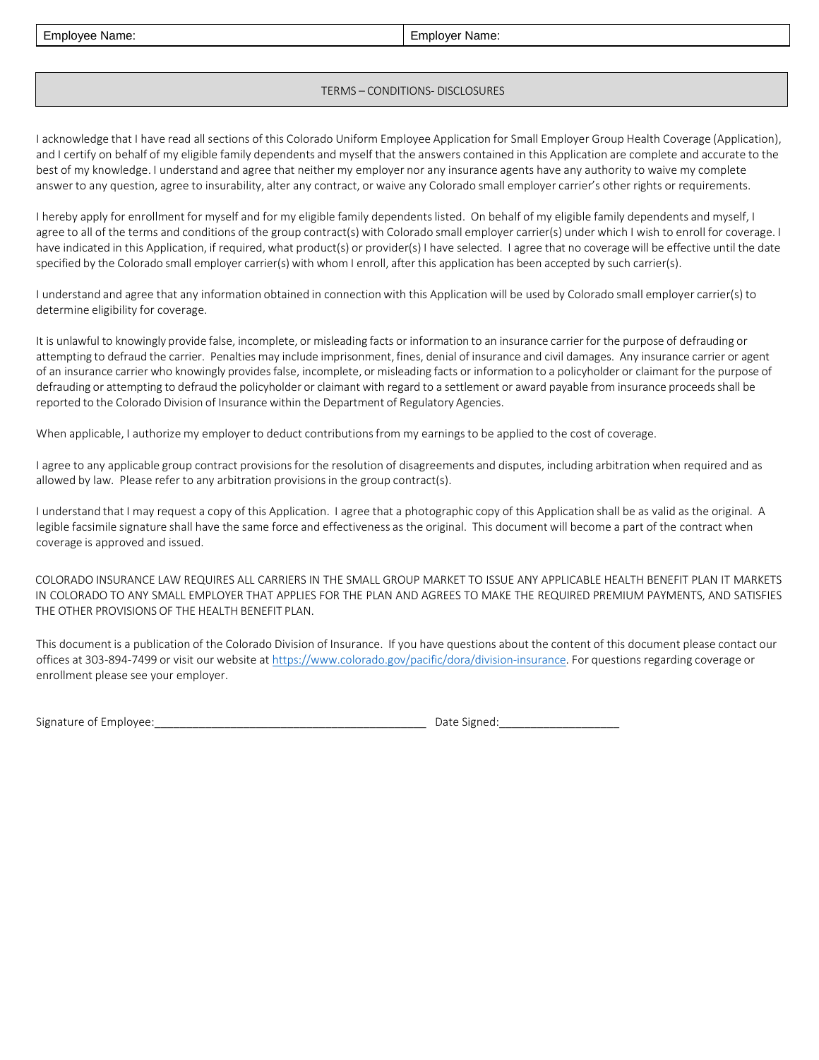| Employee Name: | Employer Name: |
|---|---|

## TERMS – CONDITIONS- DISCLOSURES

I acknowledge that I have read all sections of this Colorado Uniform Employee Application for Small Employer Group Health Coverage (Application), and I certify on behalf of my eligible family dependents and myself that the answers contained in this Application are complete and accurate to the best of my knowledge. I understand and agree that neither my employer nor any insurance agents have any authority to waive my complete answer to any question, agree to insurability, alter any contract, or waive any Colorado small employer carrier's other rights or requirements.

I hereby apply for enrollment for myself and for my eligible family dependents listed. On behalf of my eligible family dependents and myself, I agree to all of the terms and conditions of the group contract(s) with Colorado small employer carrier(s) under which I wish to enroll for coverage. I have indicated in this Application, if required, what product(s) or provider(s) I have selected. I agree that no coverage will be effective until the date specified by the Colorado small employer carrier(s) with whom I enroll, after this application has been accepted by such carrier(s).

I understand and agree that any information obtained in connection with this Application will be used by Colorado small employer carrier(s) to determine eligibility for coverage.

It is unlawful to knowingly provide false, incomplete, or misleading facts or information to an insurance carrier for the purpose of defrauding or attempting to defraud the carrier. Penalties may include imprisonment, fines, denial of insurance and civil damages. Any insurance carrier or agent of an insurance carrier who knowingly provides false, incomplete, or misleading facts or information to a policyholder or claimant for the purpose of defrauding or attempting to defraud the policyholder or claimant with regard to a settlement or award payable from insurance proceeds shall be reported to the Colorado Division of Insurance within the Department of Regulatory Agencies.

When applicable, I authorize my employer to deduct contributions from my earnings to be applied to the cost of coverage.

I agree to any applicable group contract provisions for the resolution of disagreements and disputes, including arbitration when required and as allowed by law. Please refer to any arbitration provisions in the group contract(s).

I understand that I may request a copy of this Application. I agree that a photographic copy of this Application shall be as valid as the original. A legible facsimile signature shall have the same force and effectiveness as the original. This document will become a part of the contract when coverage is approved and issued.

COLORADO INSURANCE LAW REQUIRES ALL CARRIERS IN THE SMALL GROUP MARKET TO ISSUE ANY APPLICABLE HEALTH BENEFIT PLAN IT MARKETS IN COLORADO TO ANY SMALL EMPLOYER THAT APPLIES FOR THE PLAN AND AGREES TO MAKE THE REQUIRED PREMIUM PAYMENTS, AND SATISFIES THE OTHER PROVISIONS OF THE HEALTH BENEFIT PLAN.

This document is a publication of the Colorado Division of Insurance. If you have questions about the content of this document please contact our offices at 303-894-7499 or visit our website at https://www.colorado.gov/pacific/dora/division-insurance. For questions regarding coverage or enrollment please see your employer.

Signature of Employee:___________________________________________ Date Signed:___________________